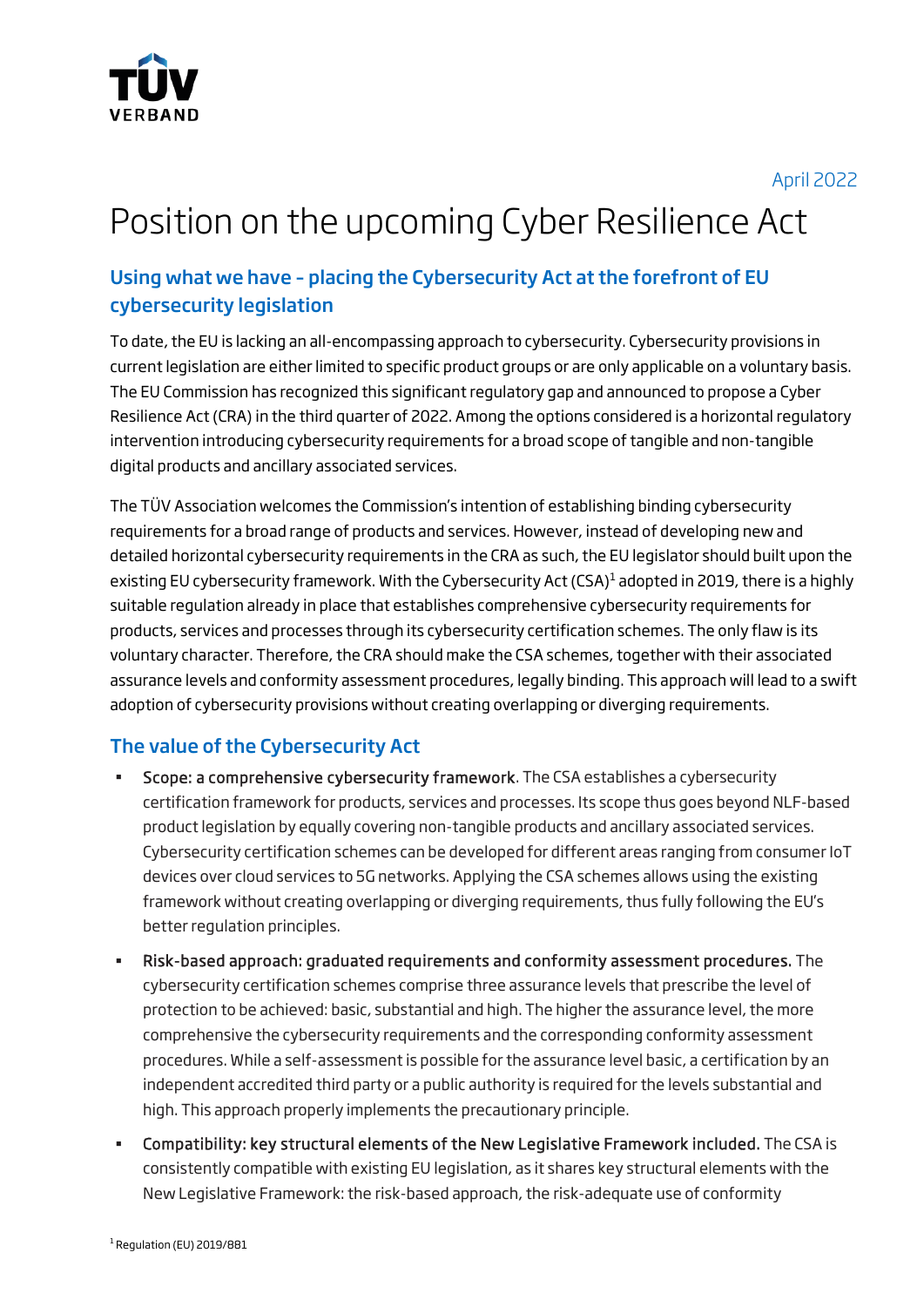April 2022

# Position on the upcoming Cyber Resilience Act

## Using what we have – placing the Cybersecurity Act at the forefront of EU cybersecurity legislation

To date, the EU is lacking an all-encompassing approach to cybersecurity. Cybersecurity provisions in current legislation are either limited to specific product groups or are only applicable on a voluntary basis. The EU Commission has recognized this significant regulatory gap and announced to propose a Cyber Resilience Act (CRA) in the third quarter of 2022. Among the options considered is a horizontal regulatory intervention introducing cybersecurity requirements for a broad scope of tangible and non-tangible digital products and ancillary associated services.

The TÜV Association welcomes the Commission's intention of establishing binding cybersecurity requirements for a broad range of products and services. However, instead of developing new and detailed horizontal cybersecurity requirements in the CRA as such, the EU legislator should built upon the existing EU cybersecurity framework. With the Cybersecurity Act (CSA)[1] adopted in 2019, there is a highly suitable regulation already in place that establishes comprehensive cybersecurity requirements for products, services and processes through its cybersecurity certification schemes. The only flaw is its voluntary character. Therefore, the CRA should make the CSA schemes, together with their associated assurance levels and conformity assessment procedures, legally binding. This approach will lead to a swift adoption of cybersecurity provisions without creating overlapping or diverging requirements.

## The value of the Cybersecurity Act

- **Scope: a comprehensive cybersecurity framework**. The CSA establishes a cybersecurity certification framework for products, services and processes. Its scope thus goes beyond NLF-based product legislation by equally covering non-tangible products and ancillary associated services. Cybersecurity certification schemes can be developed for different areas ranging from consumer IoT devices over cloud services to 5G networks. Applying the CSA schemes allows using the existing framework without creating overlapping or diverging requirements, thus fully following the EU's better regulation principles.
- **Risk-based approach: graduated requirements and conformity assessment procedures.** The cybersecurity certification schemes comprise three assurance levels that prescribe the level of protection to be achieved: basic, substantial and high. The higher the assurance level, the more comprehensive the cybersecurity requirements and the corresponding conformity assessment procedures. While a self-assessment is possible for the assurance level basic, a certification by an independent accredited third party or a public authority is required for the levels substantial and high. This approach properly implements the precautionary principle.
- **Compatibility: key structural elements of the New Legislative Framework included.** The CSA is consistently compatible with existing EU legislation, as it shares key structural elements with the New Legislative Framework: the risk-based approach, the risk-adequate use of conformity

[1] Regulation (EU) 2019/881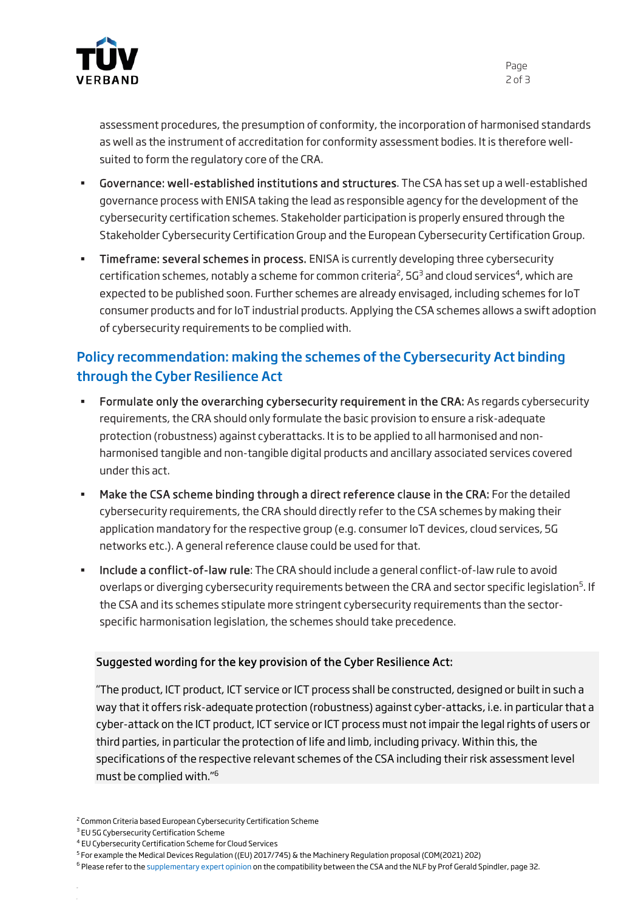assessment procedures, the presumption of conformity, the incorporation of harmonised standards as well as the instrument of accreditation for conformity assessment bodies. It is therefore well-suited to form the regulatory core of the CRA.

- **Governance: well-established institutions and structures**. The CSA has set up a well-established governance process with ENISA taking the lead as responsible agency for the development of the cybersecurity certification schemes. Stakeholder participation is properly ensured through the Stakeholder Cybersecurity Certification Group and the European Cybersecurity Certification Group.
- **Timeframe: several schemes in process.** ENISA is currently developing three cybersecurity certification schemes, notably a scheme for common criteria[2], 5G[3] and cloud services[4], which are expected to be published soon. Further schemes are already envisaged, including schemes for IoT consumer products and for IoT industrial products. Applying the CSA schemes allows a swift adoption of cybersecurity requirements to be complied with.

## Policy recommendation: making the schemes of the Cybersecurity Act binding through the Cyber Resilience Act

- **Formulate only the overarching cybersecurity requirement in the CRA:** As regards cybersecurity requirements, the CRA should only formulate the basic provision to ensure a risk-adequate protection (robustness) against cyberattacks. It is to be applied to all harmonised and non-harmonised tangible and non-tangible digital products and ancillary associated services covered under this act.
- **Make the CSA scheme binding through a direct reference clause in the CRA:** For the detailed cybersecurity requirements, the CRA should directly refer to the CSA schemes by making their application mandatory for the respective group (e.g. consumer IoT devices, cloud services, 5G networks etc.). A general reference clause could be used for that.
- **Include a conflict-of-law rule**: The CRA should include a general conflict-of-law rule to avoid overlaps or diverging cybersecurity requirements between the CRA and sector specific legislation[5]. If the CSA and its schemes stipulate more stringent cybersecurity requirements than the sector-specific harmonisation legislation, the schemes should take precedence.

**Suggested wording for the key provision of the Cyber Resilience Act:**

"The product, ICT product, ICT service or ICT process shall be constructed, designed or built in such a way that it offers risk-adequate protection (robustness) against cyber-attacks, i.e. in particular that a cyber-attack on the ICT product, ICT service or ICT process must not impair the legal rights of users or third parties, in particular the protection of life and limb, including privacy. Within this, the specifications of the respective relevant schemes of the CSA including their risk assessment level must be complied with."[6]

---

[2] Common Criteria based European Cybersecurity Certification Scheme

[3] EU 5G Cybersecurity Certification Scheme

[4] EU Cybersecurity Certification Scheme for Cloud Services

[5] For example the Medical Devices Regulation ((EU) 2017/745) & the Machinery Regulation proposal (COM(2021) 202)

[6] Please refer to the supplementary expert opinion on the compatibility between the CSA and the NLF by Prof Gerald Spindler, page 32.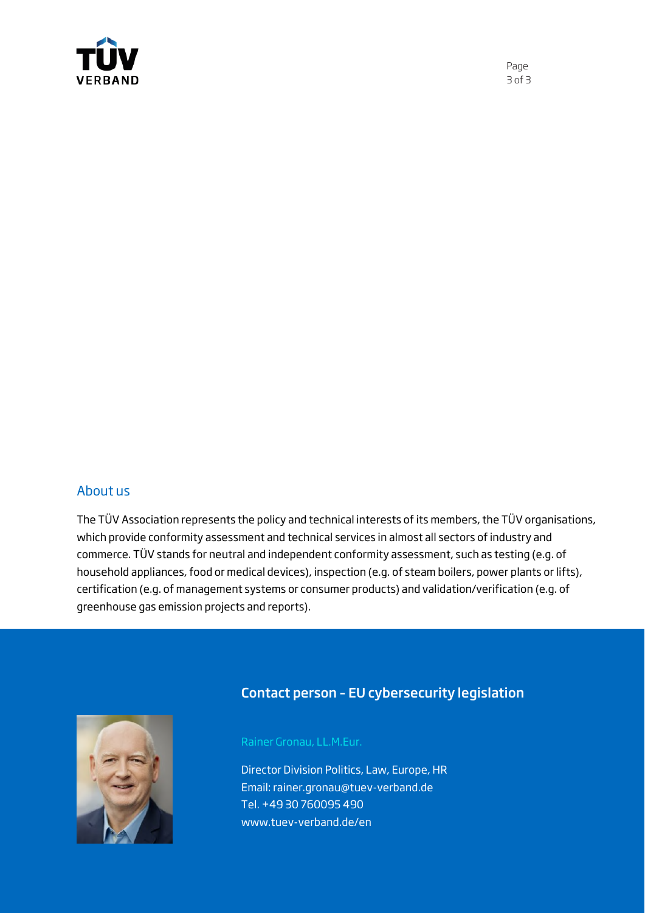## About us

The TÜV Association represents the policy and technical interests of its members, the TÜV organisations, which provide conformity assessment and technical services in almost all sectors of industry and commerce. TÜV stands for neutral and independent conformity assessment, such as testing (e.g. of household appliances, food or medical devices), inspection (e.g. of steam boilers, power plants or lifts), certification (e.g. of management systems or consumer products) and validation/verification (e.g. of greenhouse gas emission projects and reports).

## Contact person – EU cybersecurity legislation

Rainer Gronau, LL.M.Eur.

Director Division Politics, Law, Europe, HR
Email: rainer.gronau@tuev-verband.de
Tel. +49 30 760095 490
www.tuev-verband.de/en